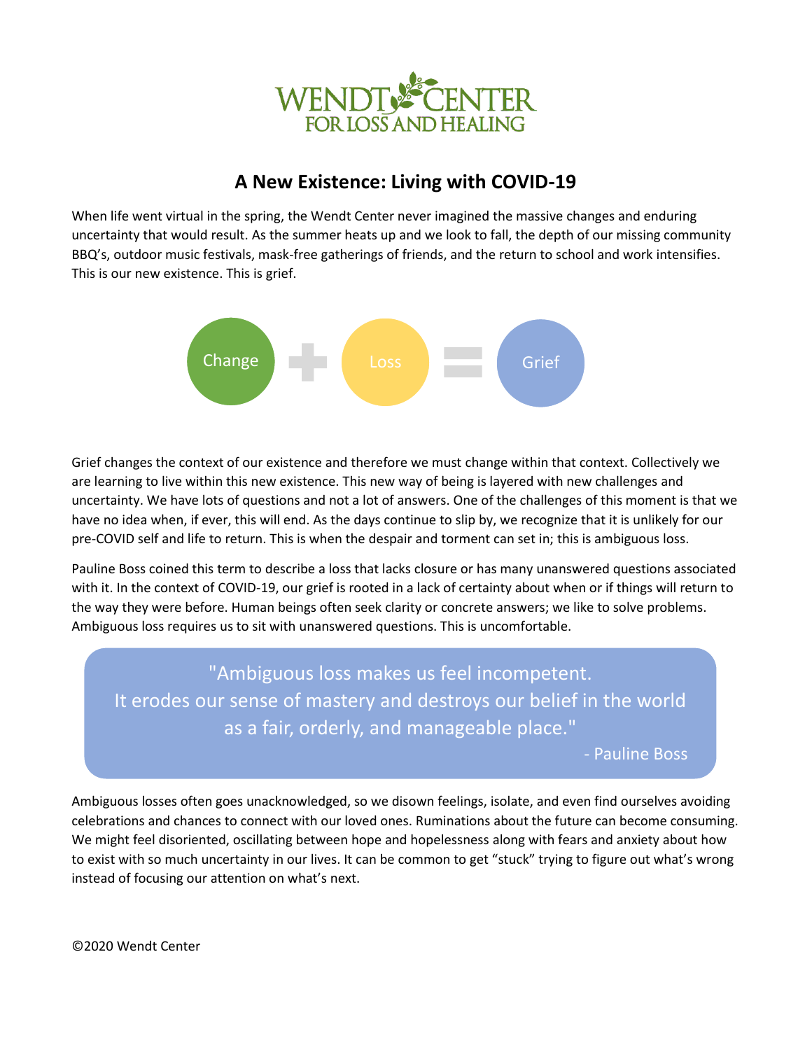WENDT CENTER FOR LOSS AND HEALING

# A New Existence: Living with COVID-19

When life went virtual in the spring, the Wendt Center never imagined the massive changes and enduring uncertainty that would result. As the summer heats up and we look to fall, the depth of our missing community BBQ's, outdoor music festivals, mask-free gatherings of friends, and the return to school and work intensifies. This is our new existence. This is grief.

Change + Loss = Grief

Grief changes the context of our existence and therefore we must change within that context. Collectively we are learning to live within this new existence. This new way of being is layered with new challenges and uncertainty. We have lots of questions and not a lot of answers. One of the challenges of this moment is that we have no idea when, if ever, this will end. As the days continue to slip by, we recognize that it is unlikely for our pre-COVID self and life to return. This is when the despair and torment can set in; this is ambiguous loss.

Pauline Boss coined this term to describe a loss that lacks closure or has many unanswered questions associated with it. In the context of COVID-19, our grief is rooted in a lack of certainty about when or if things will return to the way they were before. Human beings often seek clarity or concrete answers; we like to solve problems. Ambiguous loss requires us to sit with unanswered questions. This is uncomfortable.

> "Ambiguous loss makes us feel incompetent. It erodes our sense of mastery and destroys our belief in the world as a fair, orderly, and manageable place."
>
> \- Pauline Boss

Ambiguous losses often goes unacknowledged, so we disown feelings, isolate, and even find ourselves avoiding celebrations and chances to connect with our loved ones. Ruminations about the future can become consuming. We might feel disoriented, oscillating between hope and hopelessness along with fears and anxiety about how to exist with so much uncertainty in our lives. It can be common to get "stuck" trying to figure out what's wrong instead of focusing our attention on what's next.

©2020 Wendt Center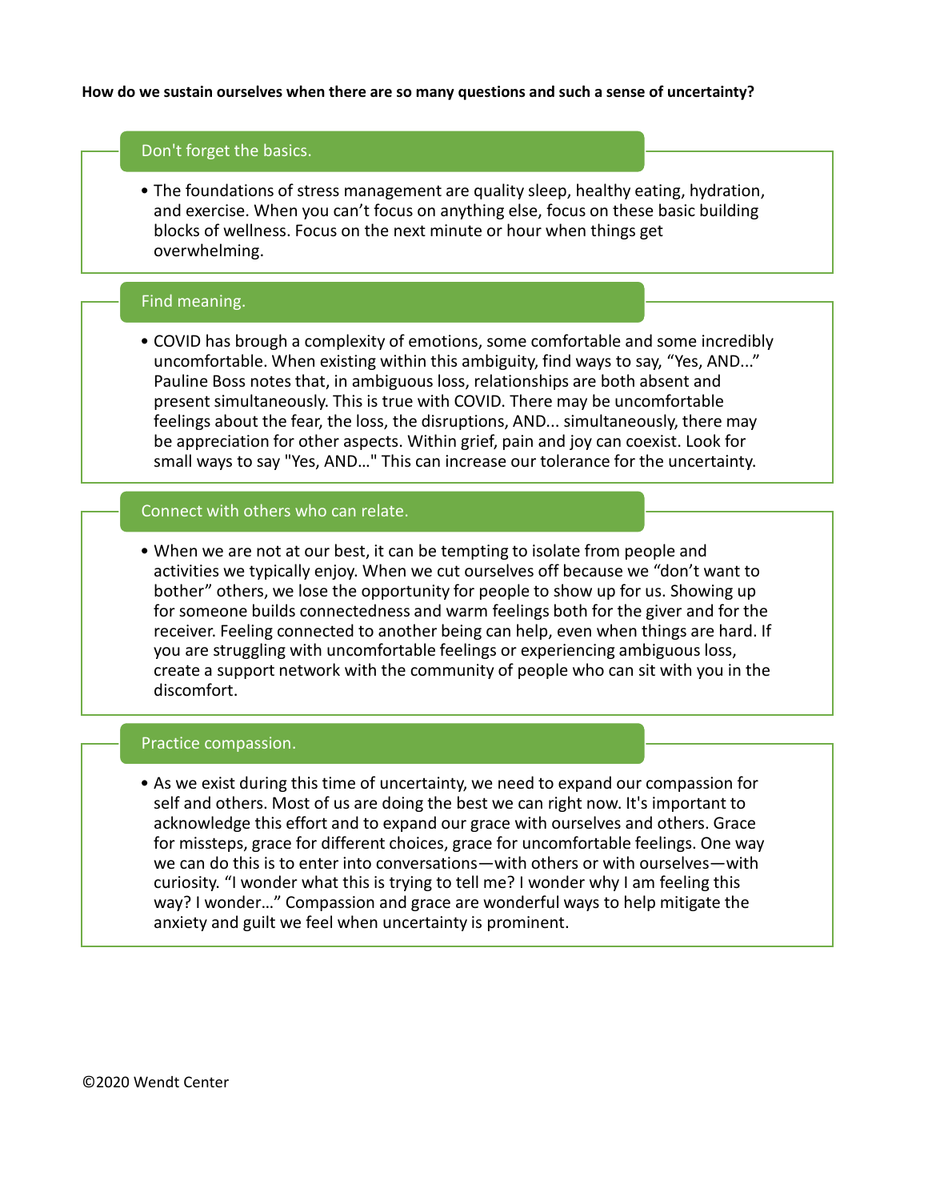**How do we sustain ourselves when there are so many questions and such a sense of uncertainty?**

## Don't forget the basics.

- The foundations of stress management are quality sleep, healthy eating, hydration, and exercise. When you can't focus on anything else, focus on these basic building blocks of wellness. Focus on the next minute or hour when things get overwhelming.

## Find meaning.

- COVID has brough a complexity of emotions, some comfortable and some incredibly uncomfortable. When existing within this ambiguity, find ways to say, "Yes, AND..." Pauline Boss notes that, in ambiguous loss, relationships are both absent and present simultaneously. This is true with COVID. There may be uncomfortable feelings about the fear, the loss, the disruptions, AND... simultaneously, there may be appreciation for other aspects. Within grief, pain and joy can coexist. Look for small ways to say "Yes, AND…" This can increase our tolerance for the uncertainty.

## Connect with others who can relate.

- When we are not at our best, it can be tempting to isolate from people and activities we typically enjoy. When we cut ourselves off because we "don't want to bother" others, we lose the opportunity for people to show up for us. Showing up for someone builds connectedness and warm feelings both for the giver and for the receiver. Feeling connected to another being can help, even when things are hard. If you are struggling with uncomfortable feelings or experiencing ambiguous loss, create a support network with the community of people who can sit with you in the discomfort.

## Practice compassion.

- As we exist during this time of uncertainty, we need to expand our compassion for self and others. Most of us are doing the best we can right now. It's important to acknowledge this effort and to expand our grace with ourselves and others. Grace for missteps, grace for different choices, grace for uncomfortable feelings. One way we can do this is to enter into conversations—with others or with ourselves—with curiosity. "I wonder what this is trying to tell me? I wonder why I am feeling this way? I wonder…" Compassion and grace are wonderful ways to help mitigate the anxiety and guilt we feel when uncertainty is prominent.

©2020 Wendt Center